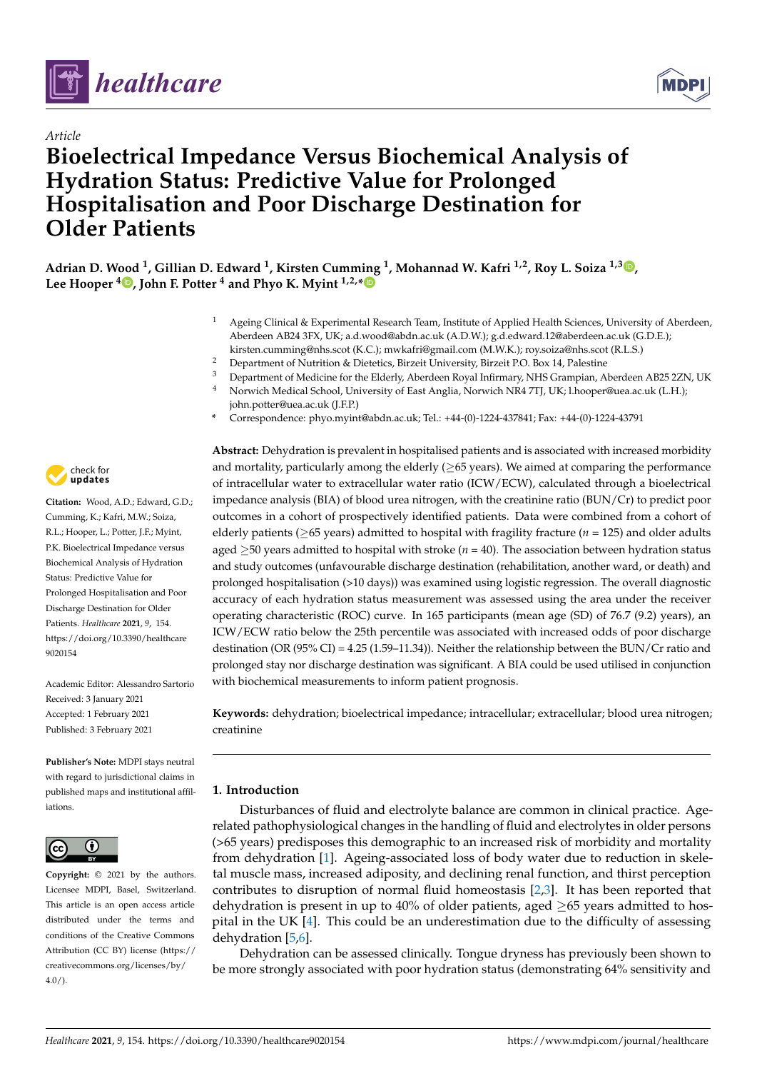*Article*

# Bioelectrical Impedance Versus Biochemical Analysis of Hydration Status: Predictive Value for Prolonged Hospitalisation and Poor Discharge Destination for Older Patients

**Adrian D. Wood [1], Gillian D. Edward [1], Kirsten Cumming [1], Mohannad W. Kafri [1,2], Roy L. Soiza [1,3], Lee Hooper [4], John F. Potter [4] and Phyo K. Myint [1,2,*]**

1 Ageing Clinical & Experimental Research Team, Institute of Applied Health Sciences, University of Aberdeen, Aberdeen AB24 3FX, UK; a.d.wood@abdn.ac.uk (A.D.W.); g.d.edward.12@aberdeen.ac.uk (G.D.E.); kirsten.cumming@nhs.scot (K.C.); mwkafri@gmail.com (M.W.K.); roy.soiza@nhs.scot (R.L.S.)
2 Department of Nutrition & Dietetics, Birzeit University, Birzeit P.O. Box 14, Palestine
3 Department of Medicine for the Elderly, Aberdeen Royal Infirmary, NHS Grampian, Aberdeen AB25 2ZN, UK
4 Norwich Medical School, University of East Anglia, Norwich NR4 7TJ, UK; l.hooper@uea.ac.uk (L.H.); john.potter@uea.ac.uk (J.F.P.)
* Correspondence: phyo.myint@abdn.ac.uk; Tel.: +44-(0)-1224-437841; Fax: +44-(0)-1224-43791

**Citation:** Wood, A.D.; Edward, G.D.; Cumming, K.; Kafri, M.W.; Soiza, R.L.; Hooper, L.; Potter, J.F.; Myint, P.K. Bioelectrical Impedance versus Biochemical Analysis of Hydration Status: Predictive Value for Prolonged Hospitalisation and Poor Discharge Destination for Older Patients. *Healthcare* **2021**, *9*, 154. https://doi.org/10.3390/healthcare9020154

Academic Editor: Alessandro Sartorio

Received: 3 January 2021
Accepted: 1 February 2021
Published: 3 February 2021

**Publisher's Note:** MDPI stays neutral with regard to jurisdictional claims in published maps and institutional affiliations.

**Copyright:** © 2021 by the authors. Licensee MDPI, Basel, Switzerland. This article is an open access article distributed under the terms and conditions of the Creative Commons Attribution (CC BY) license (https://creativecommons.org/licenses/by/4.0/).

**Abstract:** Dehydration is prevalent in hospitalised patients and is associated with increased morbidity and mortality, particularly among the elderly (≥65 years). We aimed at comparing the performance of intracellular water to extracellular water ratio (ICW/ECW), calculated through a bioelectrical impedance analysis (BIA) of blood urea nitrogen, with the creatinine ratio (BUN/Cr) to predict poor outcomes in a cohort of prospectively identified patients. Data were combined from a cohort of elderly patients (≥65 years) admitted to hospital with fragility fracture ($n$ = 125) and older adults aged ≥50 years admitted to hospital with stroke ($n$ = 40). The association between hydration status and study outcomes (unfavourable discharge destination (rehabilitation, another ward, or death) and prolonged hospitalisation (>10 days)) was examined using logistic regression. The overall diagnostic accuracy of each hydration status measurement was assessed using the area under the receiver operating characteristic (ROC) curve. In 165 participants (mean age (SD) of 76.7 (9.2) years), an ICW/ECW ratio below the 25th percentile was associated with increased odds of poor discharge destination (OR (95% CI) = 4.25 (1.59–11.34)). Neither the relationship between the BUN/Cr ratio and prolonged stay nor discharge destination was significant. A BIA could be used utilised in conjunction with biochemical measurements to inform patient prognosis.

**Keywords:** dehydration; bioelectrical impedance; intracellular; extracellular; blood urea nitrogen; creatinine

## 1. Introduction

Disturbances of fluid and electrolyte balance are common in clinical practice. Age-related pathophysiological changes in the handling of fluid and electrolytes in older persons (>65 years) predisposes this demographic to an increased risk of morbidity and mortality from dehydration [1]. Ageing-associated loss of body water due to reduction in skeletal muscle mass, increased adiposity, and declining renal function, and thirst perception contributes to disruption of normal fluid homeostasis [2,3]. It has been reported that dehydration is present in up to 40% of older patients, aged ≥65 years admitted to hospital in the UK [4]. This could be an underestimation due to the difficulty of assessing dehydration [5,6].

Dehydration can be assessed clinically. Tongue dryness has previously been shown to be more strongly associated with poor hydration status (demonstrating 64% sensitivity and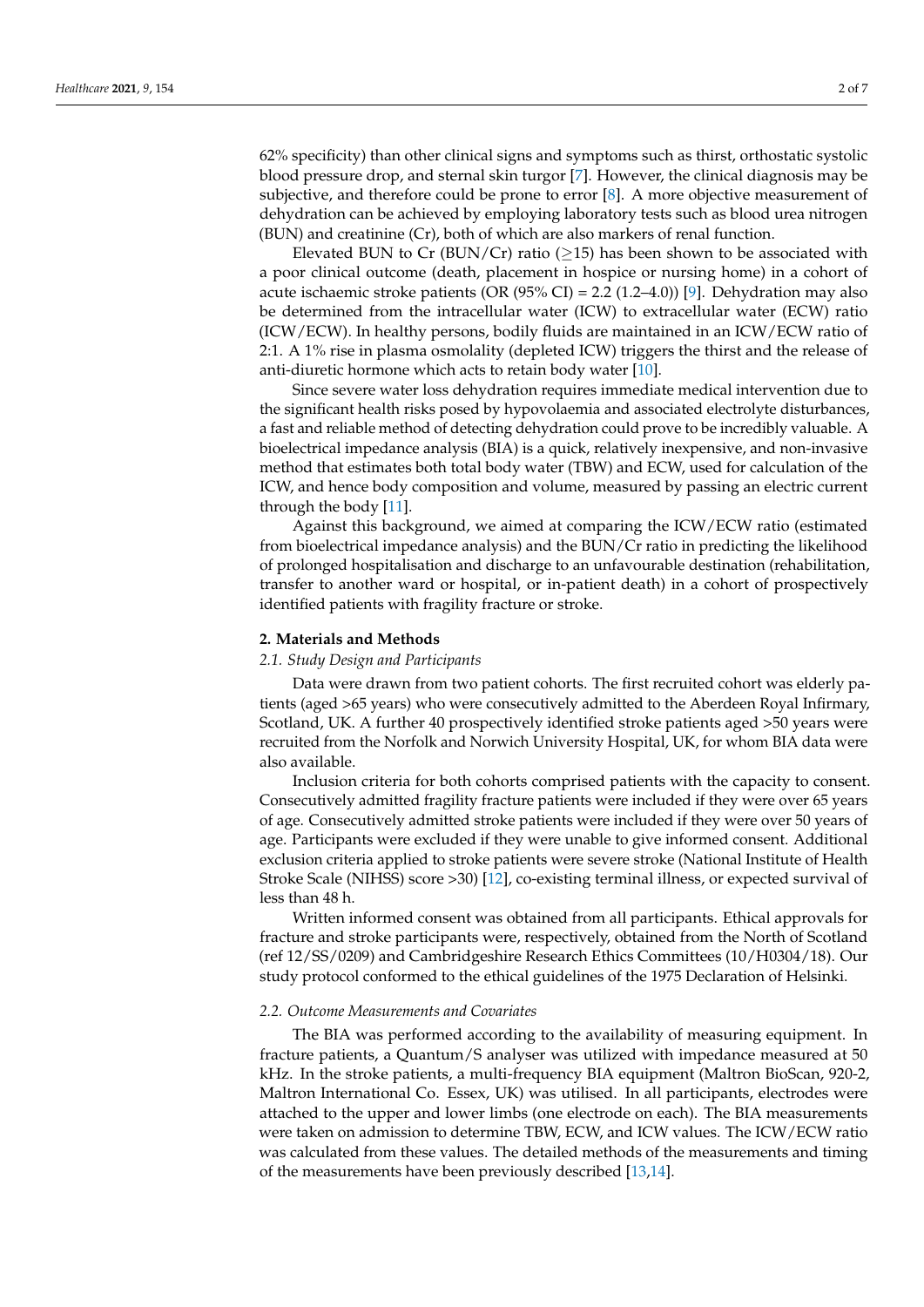62% specificity) than other clinical signs and symptoms such as thirst, orthostatic systolic blood pressure drop, and sternal skin turgor [7]. However, the clinical diagnosis may be subjective, and therefore could be prone to error [8]. A more objective measurement of dehydration can be achieved by employing laboratory tests such as blood urea nitrogen (BUN) and creatinine (Cr), both of which are also markers of renal function.

Elevated BUN to Cr (BUN/Cr) ratio ($\geq$15) has been shown to be associated with a poor clinical outcome (death, placement in hospice or nursing home) in a cohort of acute ischaemic stroke patients (OR (95% CI) = 2.2 (1.2–4.0)) [9]. Dehydration may also be determined from the intracellular water (ICW) to extracellular water (ECW) ratio (ICW/ECW). In healthy persons, bodily fluids are maintained in an ICW/ECW ratio of 2:1. A 1% rise in plasma osmolality (depleted ICW) triggers the thirst and the release of anti-diuretic hormone which acts to retain body water [10].

Since severe water loss dehydration requires immediate medical intervention due to the significant health risks posed by hypovolaemia and associated electrolyte disturbances, a fast and reliable method of detecting dehydration could prove to be incredibly valuable. A bioelectrical impedance analysis (BIA) is a quick, relatively inexpensive, and non-invasive method that estimates both total body water (TBW) and ECW, used for calculation of the ICW, and hence body composition and volume, measured by passing an electric current through the body [11].

Against this background, we aimed at comparing the ICW/ECW ratio (estimated from bioelectrical impedance analysis) and the BUN/Cr ratio in predicting the likelihood of prolonged hospitalisation and discharge to an unfavourable destination (rehabilitation, transfer to another ward or hospital, or in-patient death) in a cohort of prospectively identified patients with fragility fracture or stroke.

## 2. Materials and Methods

### *2.1. Study Design and Participants*

Data were drawn from two patient cohorts. The first recruited cohort was elderly patients (aged >65 years) who were consecutively admitted to the Aberdeen Royal Infirmary, Scotland, UK. A further 40 prospectively identified stroke patients aged >50 years were recruited from the Norfolk and Norwich University Hospital, UK, for whom BIA data were also available.

Inclusion criteria for both cohorts comprised patients with the capacity to consent. Consecutively admitted fragility fracture patients were included if they were over 65 years of age. Consecutively admitted stroke patients were included if they were over 50 years of age. Participants were excluded if they were unable to give informed consent. Additional exclusion criteria applied to stroke patients were severe stroke (National Institute of Health Stroke Scale (NIHSS) score >30) [12], co-existing terminal illness, or expected survival of less than 48 h.

Written informed consent was obtained from all participants. Ethical approvals for fracture and stroke participants were, respectively, obtained from the North of Scotland (ref 12/SS/0209) and Cambridgeshire Research Ethics Committees (10/H0304/18). Our study protocol conformed to the ethical guidelines of the 1975 Declaration of Helsinki.

### *2.2. Outcome Measurements and Covariates*

The BIA was performed according to the availability of measuring equipment. In fracture patients, a Quantum/S analyser was utilized with impedance measured at 50 kHz. In the stroke patients, a multi-frequency BIA equipment (Maltron BioScan, 920-2, Maltron International Co. Essex, UK) was utilised. In all participants, electrodes were attached to the upper and lower limbs (one electrode on each). The BIA measurements were taken on admission to determine TBW, ECW, and ICW values. The ICW/ECW ratio was calculated from these values. The detailed methods of the measurements and timing of the measurements have been previously described [13,14].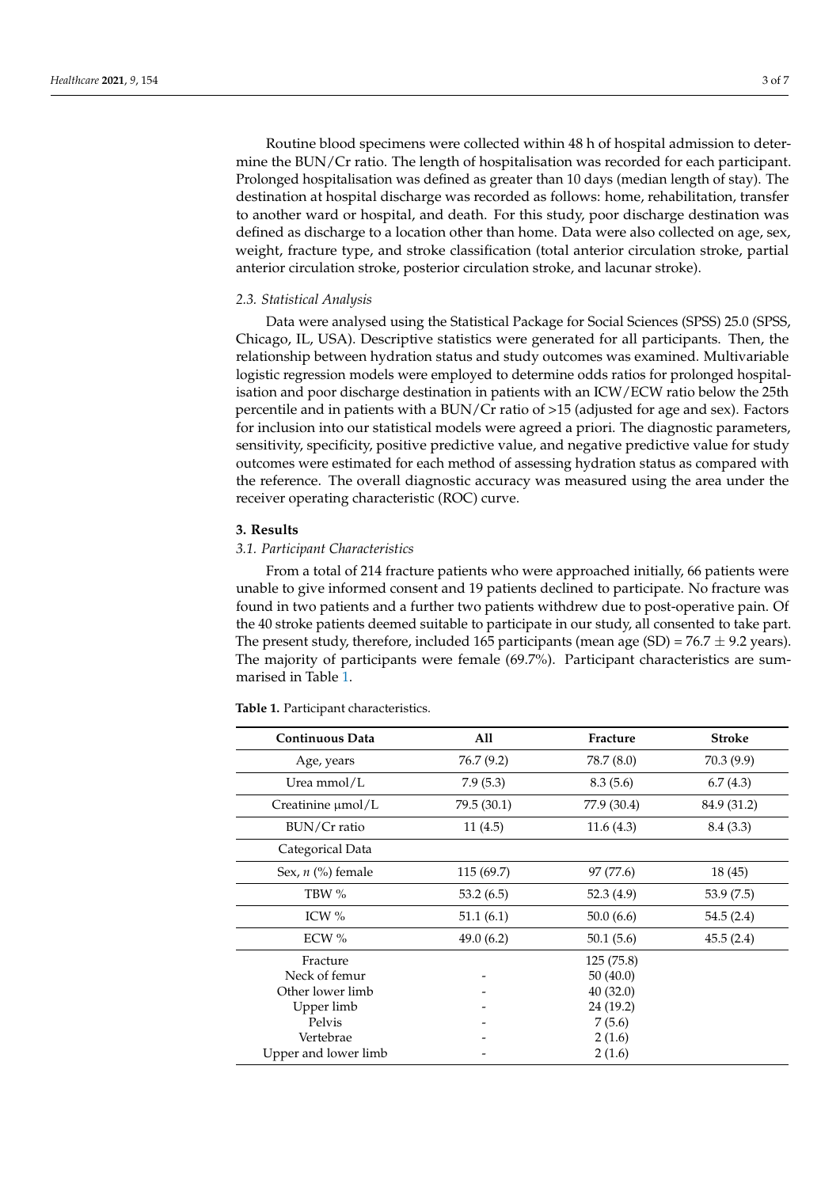Routine blood specimens were collected within 48 h of hospital admission to determine the BUN/Cr ratio. The length of hospitalisation was recorded for each participant. Prolonged hospitalisation was defined as greater than 10 days (median length of stay). The destination at hospital discharge was recorded as follows: home, rehabilitation, transfer to another ward or hospital, and death. For this study, poor discharge destination was defined as discharge to a location other than home. Data were also collected on age, sex, weight, fracture type, and stroke classification (total anterior circulation stroke, partial anterior circulation stroke, posterior circulation stroke, and lacunar stroke).

### *2.3. Statistical Analysis*

Data were analysed using the Statistical Package for Social Sciences (SPSS) 25.0 (SPSS, Chicago, IL, USA). Descriptive statistics were generated for all participants. Then, the relationship between hydration status and study outcomes was examined. Multivariable logistic regression models were employed to determine odds ratios for prolonged hospitalisation and poor discharge destination in patients with an ICW/ECW ratio below the 25th percentile and in patients with a BUN/Cr ratio of >15 (adjusted for age and sex). Factors for inclusion into our statistical models were agreed a priori. The diagnostic parameters, sensitivity, specificity, positive predictive value, and negative predictive value for study outcomes were estimated for each method of assessing hydration status as compared with the reference. The overall diagnostic accuracy was measured using the area under the receiver operating characteristic (ROC) curve.

## 3. Results

### *3.1. Participant Characteristics*

From a total of 214 fracture patients who were approached initially, 66 patients were unable to give informed consent and 19 patients declined to participate. No fracture was found in two patients and a further two patients withdrew due to post-operative pain. Of the 40 stroke patients deemed suitable to participate in our study, all consented to take part. The present study, therefore, included 165 participants (mean age (SD) = 76.7 ± 9.2 years). The majority of participants were female (69.7%). Participant characteristics are summarised in Table 1.

**Table 1.** Participant characteristics.

| Continuous Data | All | Fracture | Stroke |
|---|---|---|---|
| Age, years | 76.7 (9.2) | 78.7 (8.0) | 70.3 (9.9) |
| Urea mmol/L | 7.9 (5.3) | 8.3 (5.6) | 6.7 (4.3) |
| Creatinine μmol/L | 79.5 (30.1) | 77.9 (30.4) | 84.9 (31.2) |
| BUN/Cr ratio | 11 (4.5) | 11.6 (4.3) | 8.4 (3.3) |
| Categorical Data | | | |
| Sex, *n* (%) female | 115 (69.7) | 97 (77.6) | 18 (45) |
| TBW % | 53.2 (6.5) | 52.3 (4.9) | 53.9 (7.5) |
| ICW % | 51.1 (6.1) | 50.0 (6.6) | 54.5 (2.4) |
| ECW % | 49.0 (6.2) | 50.1 (5.6) | 45.5 (2.4) |
| Fracture | | 125 (75.8) | |
| Neck of femur | - | 50 (40.0) | |
| Other lower limb | - | 40 (32.0) | |
| Upper limb | - | 24 (19.2) | |
| Pelvis | - | 7 (5.6) | |
| Vertebrae | - | 2 (1.6) | |
| Upper and lower limb | - | 2 (1.6) | |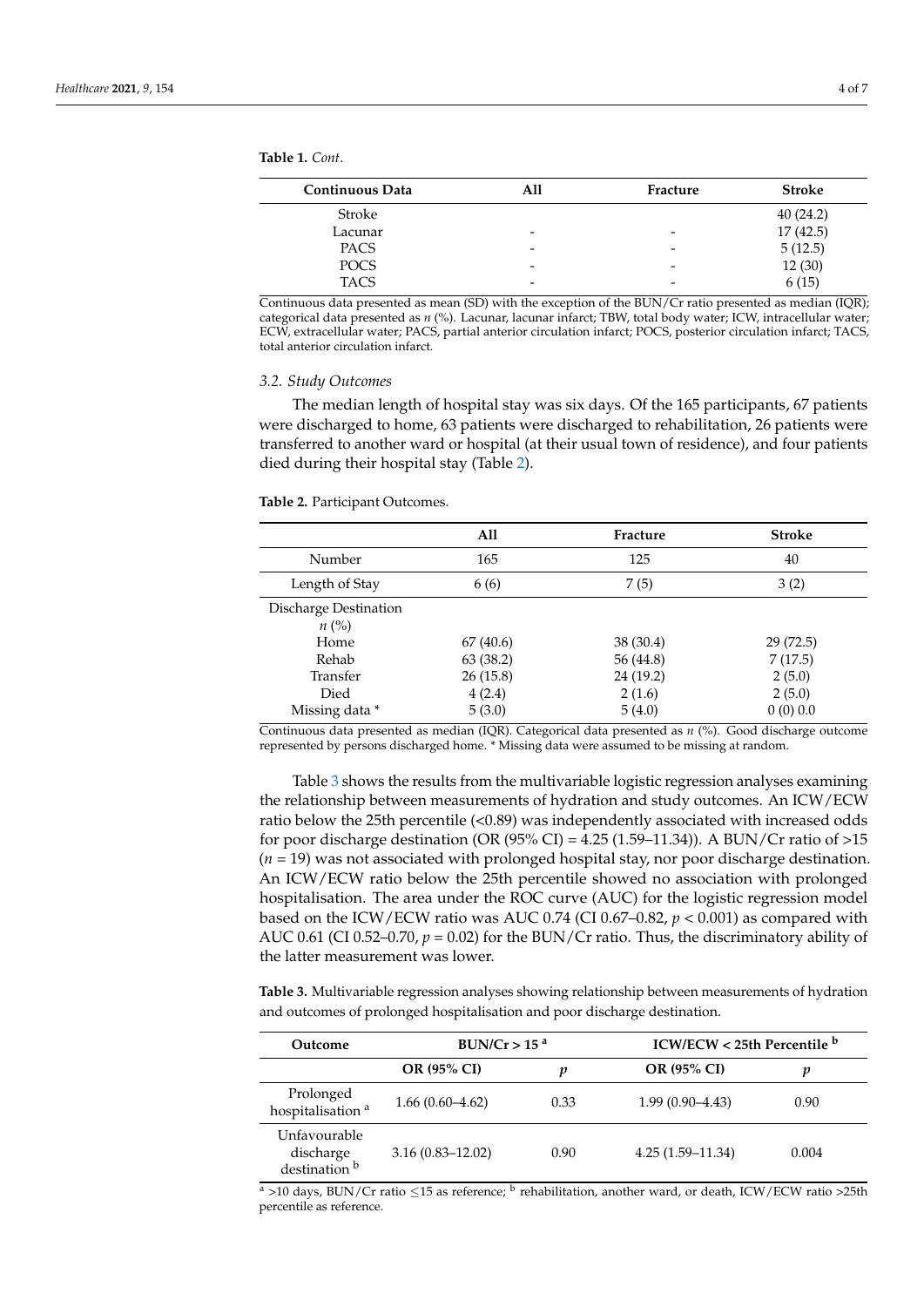**Table 1.** *Cont.*

| Continuous Data | All | Fracture | Stroke |
|---|---|---|---|
| Stroke | | | 40 (24.2) |
| Lacunar | - | - | 17 (42.5) |
| PACS | - | - | 5 (12.5) |
| POCS | - | - | 12 (30) |
| TACS | - | - | 6 (15) |

Continuous data presented as mean (SD) with the exception of the BUN/Cr ratio presented as median (IQR); categorical data presented as *n* (%). Lacunar, lacunar infarct; TBW, total body water; ICW, intracellular water; ECW, extracellular water; PACS, partial anterior circulation infarct; POCS, posterior circulation infarct; TACS, total anterior circulation infarct.

### 3.2. Study Outcomes

The median length of hospital stay was six days. Of the 165 participants, 67 patients were discharged to home, 63 patients were discharged to rehabilitation, 26 patients were transferred to another ward or hospital (at their usual town of residence), and four patients died during their hospital stay (Table 2).

**Table 2.** Participant Outcomes.

| | All | Fracture | Stroke |
|---|---|---|---|
| Number | 165 | 125 | 40 |
| Length of Stay | 6 (6) | 7 (5) | 3 (2) |
| Discharge Destination *n* (%) | | | |
| Home | 67 (40.6) | 38 (30.4) | 29 (72.5) |
| Rehab | 63 (38.2) | 56 (44.8) | 7 (17.5) |
| Transfer | 26 (15.8) | 24 (19.2) | 2 (5.0) |
| Died | 4 (2.4) | 2 (1.6) | 2 (5.0) |
| Missing data * | 5 (3.0) | 5 (4.0) | 0 (0) 0.0 |

Continuous data presented as median (IQR). Categorical data presented as *n* (%). Good discharge outcome represented by persons discharged home. * Missing data were assumed to be missing at random.

Table 3 shows the results from the multivariable logistic regression analyses examining the relationship between measurements of hydration and study outcomes. An ICW/ECW ratio below the 25th percentile (<0.89) was independently associated with increased odds for poor discharge destination (OR (95% CI) = 4.25 (1.59–11.34)). A BUN/Cr ratio of >15 ($n = 19$) was not associated with prolonged hospital stay, nor poor discharge destination. An ICW/ECW ratio below the 25th percentile showed no association with prolonged hospitalisation. The area under the ROC curve (AUC) for the logistic regression model based on the ICW/ECW ratio was AUC 0.74 (CI 0.67–0.82, $p < 0.001$) as compared with AUC 0.61 (CI 0.52–0.70, $p = 0.02$) for the BUN/Cr ratio. Thus, the discriminatory ability of the latter measurement was lower.

**Table 3.** Multivariable regression analyses showing relationship between measurements of hydration and outcomes of prolonged hospitalisation and poor discharge destination.

| Outcome | BUN/Cr > 15 [a] | | ICW/ECW < 25th Percentile [b] | |
|---|---|---|---|---|
| | OR (95% CI) | *p* | OR (95% CI) | *p* |
| Prolonged hospitalisation [a] | 1.66 (0.60–4.62) | 0.33 | 1.99 (0.90–4.43) | 0.90 |
| Unfavourable discharge destination [b] | 3.16 (0.83–12.02) | 0.90 | 4.25 (1.59–11.34) | 0.004 |

[a] >10 days, BUN/Cr ratio ≤15 as reference; [b] rehabilitation, another ward, or death, ICW/ECW ratio >25th percentile as reference.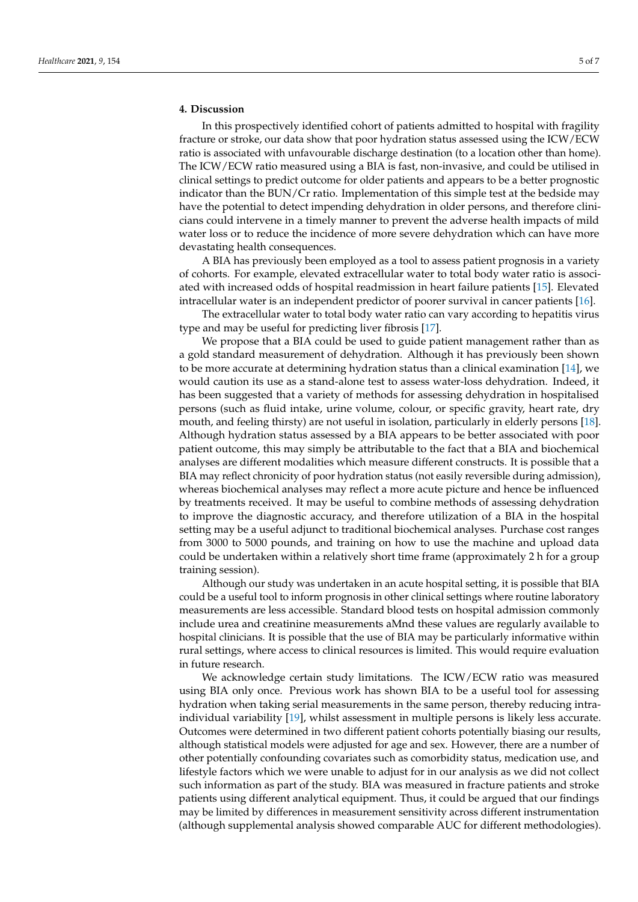## 4. Discussion

In this prospectively identified cohort of patients admitted to hospital with fragility fracture or stroke, our data show that poor hydration status assessed using the ICW/ECW ratio is associated with unfavourable discharge destination (to a location other than home). The ICW/ECW ratio measured using a BIA is fast, non-invasive, and could be utilised in clinical settings to predict outcome for older patients and appears to be a better prognostic indicator than the BUN/Cr ratio. Implementation of this simple test at the bedside may have the potential to detect impending dehydration in older persons, and therefore clinicians could intervene in a timely manner to prevent the adverse health impacts of mild water loss or to reduce the incidence of more severe dehydration which can have more devastating health consequences.

A BIA has previously been employed as a tool to assess patient prognosis in a variety of cohorts. For example, elevated extracellular water to total body water ratio is associated with increased odds of hospital readmission in heart failure patients [15]. Elevated intracellular water is an independent predictor of poorer survival in cancer patients [16].

The extracellular water to total body water ratio can vary according to hepatitis virus type and may be useful for predicting liver fibrosis [17].

We propose that a BIA could be used to guide patient management rather than as a gold standard measurement of dehydration. Although it has previously been shown to be more accurate at determining hydration status than a clinical examination [14], we would caution its use as a stand-alone test to assess water-loss dehydration. Indeed, it has been suggested that a variety of methods for assessing dehydration in hospitalised persons (such as fluid intake, urine volume, colour, or specific gravity, heart rate, dry mouth, and feeling thirsty) are not useful in isolation, particularly in elderly persons [18]. Although hydration status assessed by a BIA appears to be better associated with poor patient outcome, this may simply be attributable to the fact that a BIA and biochemical analyses are different modalities which measure different constructs. It is possible that a BIA may reflect chronicity of poor hydration status (not easily reversible during admission), whereas biochemical analyses may reflect a more acute picture and hence be influenced by treatments received. It may be useful to combine methods of assessing dehydration to improve the diagnostic accuracy, and therefore utilization of a BIA in the hospital setting may be a useful adjunct to traditional biochemical analyses. Purchase cost ranges from 3000 to 5000 pounds, and training on how to use the machine and upload data could be undertaken within a relatively short time frame (approximately 2 h for a group training session).

Although our study was undertaken in an acute hospital setting, it is possible that BIA could be a useful tool to inform prognosis in other clinical settings where routine laboratory measurements are less accessible. Standard blood tests on hospital admission commonly include urea and creatinine measurements aMnd these values are regularly available to hospital clinicians. It is possible that the use of BIA may be particularly informative within rural settings, where access to clinical resources is limited. This would require evaluation in future research.

We acknowledge certain study limitations. The ICW/ECW ratio was measured using BIA only once. Previous work has shown BIA to be a useful tool for assessing hydration when taking serial measurements in the same person, thereby reducing intra-individual variability [19], whilst assessment in multiple persons is likely less accurate. Outcomes were determined in two different patient cohorts potentially biasing our results, although statistical models were adjusted for age and sex. However, there are a number of other potentially confounding covariates such as comorbidity status, medication use, and lifestyle factors which we were unable to adjust for in our analysis as we did not collect such information as part of the study. BIA was measured in fracture patients and stroke patients using different analytical equipment. Thus, it could be argued that our findings may be limited by differences in measurement sensitivity across different instrumentation (although supplemental analysis showed comparable AUC for different methodologies).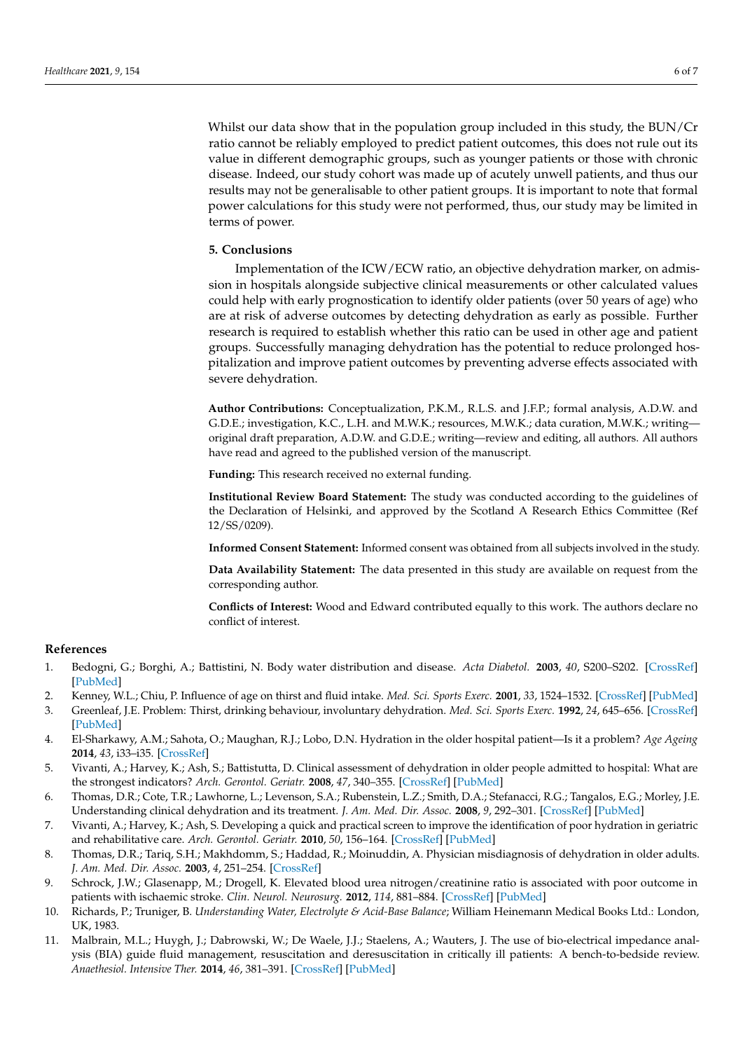Whilst our data show that in the population group included in this study, the BUN/Cr ratio cannot be reliably employed to predict patient outcomes, this does not rule out its value in different demographic groups, such as younger patients or those with chronic disease. Indeed, our study cohort was made up of acutely unwell patients, and thus our results may not be generalisable to other patient groups. It is important to note that formal power calculations for this study were not performed, thus, our study may be limited in terms of power.

## 5. Conclusions

Implementation of the ICW/ECW ratio, an objective dehydration marker, on admission in hospitals alongside subjective clinical measurements or other calculated values could help with early prognostication to identify older patients (over 50 years of age) who are at risk of adverse outcomes by detecting dehydration as early as possible. Further research is required to establish whether this ratio can be used in other age and patient groups. Successfully managing dehydration has the potential to reduce prolonged hospitalization and improve patient outcomes by preventing adverse effects associated with severe dehydration.

**Author Contributions:** Conceptualization, P.K.M., R.L.S. and J.F.P.; formal analysis, A.D.W. and G.D.E.; investigation, K.C., L.H. and M.W.K.; resources, M.W.K.; data curation, M.W.K.; writing—original draft preparation, A.D.W. and G.D.E.; writing—review and editing, all authors. All authors have read and agreed to the published version of the manuscript.

**Funding:** This research received no external funding.

**Institutional Review Board Statement:** The study was conducted according to the guidelines of the Declaration of Helsinki, and approved by the Scotland A Research Ethics Committee (Ref 12/SS/0209).

**Informed Consent Statement:** Informed consent was obtained from all subjects involved in the study.

**Data Availability Statement:** The data presented in this study are available on request from the corresponding author.

**Conflicts of Interest:** Wood and Edward contributed equally to this work. The authors declare no conflict of interest.

## References

1. Bedogni, G.; Borghi, A.; Battistini, N. Body water distribution and disease. *Acta Diabetol.* **2003**, *40*, S200–S202. [CrossRef] [PubMed]
2. Kenney, W.L.; Chiu, P. Influence of age on thirst and fluid intake. *Med. Sci. Sports Exerc.* **2001**, *33*, 1524–1532. [CrossRef] [PubMed]
3. Greenleaf, J.E. Problem: Thirst, drinking behaviour, involuntary dehydration. *Med. Sci. Sports Exerc.* **1992**, *24*, 645–656. [CrossRef] [PubMed]
4. El-Sharkawy, A.M.; Sahota, O.; Maughan, R.J.; Lobo, D.N. Hydration in the older hospital patient—Is it a problem? *Age Ageing* **2014**, *43*, i33–i35. [CrossRef]
5. Vivanti, A.; Harvey, K.; Ash, S.; Battistutta, D. Clinical assessment of dehydration in older people admitted to hospital: What are the strongest indicators? *Arch. Gerontol. Geriatr.* **2008**, *47*, 340–355. [CrossRef] [PubMed]
6. Thomas, D.R.; Cote, T.R.; Lawhorne, L.; Levenson, S.A.; Rubenstein, L.Z.; Smith, D.A.; Stefanacci, R.G.; Tangalos, E.G.; Morley, J.E. Understanding clinical dehydration and its treatment. *J. Am. Med. Dir. Assoc.* **2008**, *9*, 292–301. [CrossRef] [PubMed]
7. Vivanti, A.; Harvey, K.; Ash, S. Developing a quick and practical screen to improve the identification of poor hydration in geriatric and rehabilitative care. *Arch. Gerontol. Geriatr.* **2010**, *50*, 156–164. [CrossRef] [PubMed]
8. Thomas, D.R.; Tariq, S.H.; Makhdomm, S.; Haddad, R.; Moinuddin, A. Physician misdiagnosis of dehydration in older adults. *J. Am. Med. Dir. Assoc.* **2003**, *4*, 251–254. [CrossRef]
9. Schrock, J.W.; Glasenapp, M.; Drogell, K. Elevated blood urea nitrogen/creatinine ratio is associated with poor outcome in patients with ischaemic stroke. *Clin. Neurol. Neurosurg.* **2012**, *114*, 881–884. [CrossRef] [PubMed]
10. Richards, P.; Truniger, B. *Understanding Water, Electrolyte & Acid-Base Balance*; William Heinemann Medical Books Ltd.: London, UK, 1983.
11. Malbrain, M.L.; Huygh, J.; Dabrowski, W.; De Waele, J.J.; Staelens, A.; Wauters, J. The use of bio-electrical impedance analysis (BIA) guide fluid management, resuscitation and deresuscitation in critically ill patients: A bench-to-bedside review. *Anaethesiol. Intensive Ther.* **2014**, *46*, 381–391. [CrossRef] [PubMed]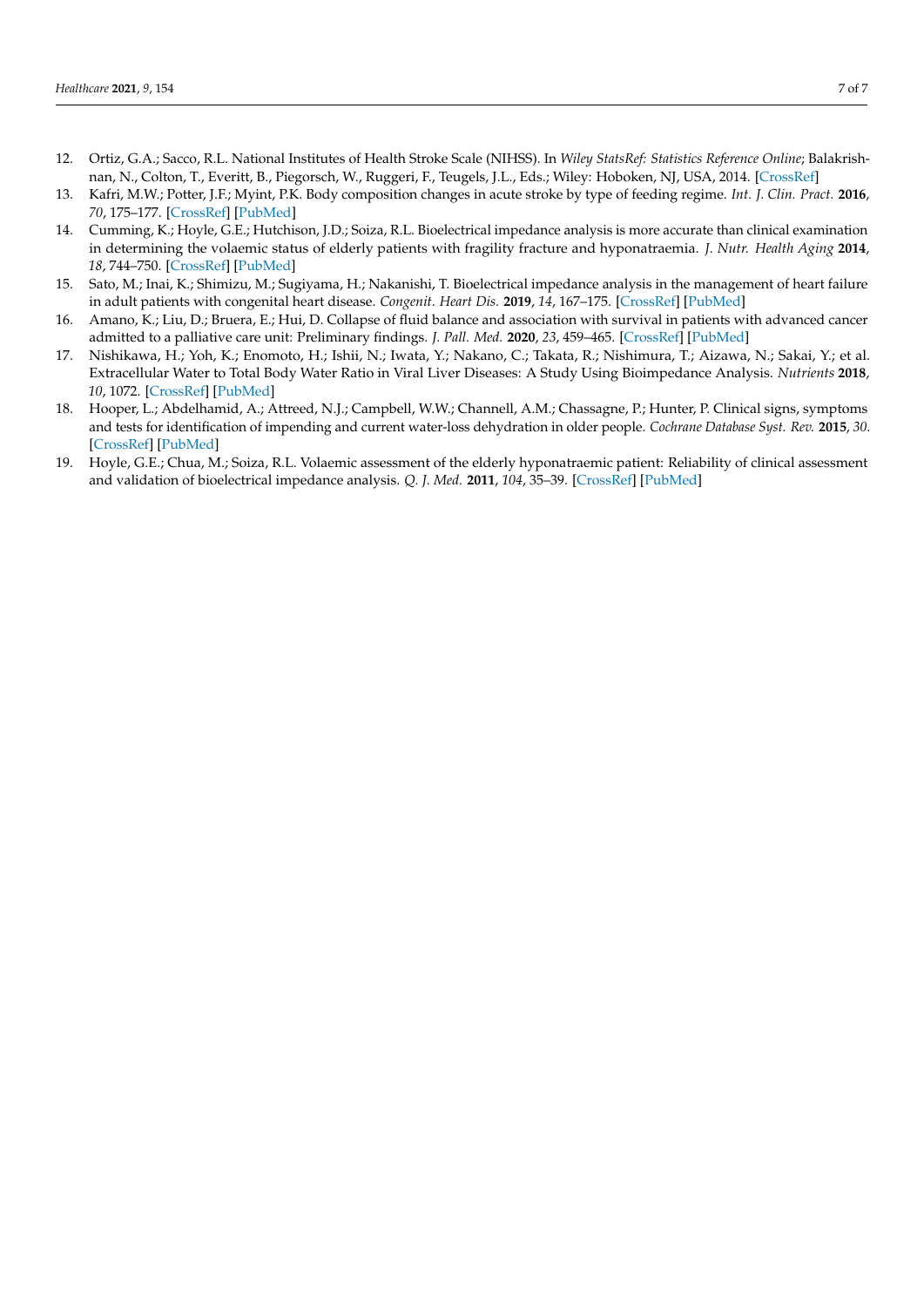12. Ortiz, G.A.; Sacco, R.L. National Institutes of Health Stroke Scale (NIHSS). In *Wiley StatsRef: Statistics Reference Online*; Balakrishnan, N., Colton, T., Everitt, B., Piegorsch, W., Ruggeri, F., Teugels, J.L., Eds.; Wiley: Hoboken, NJ, USA, 2014. [CrossRef]
13. Kafri, M.W.; Potter, J.F.; Myint, P.K. Body composition changes in acute stroke by type of feeding regime. *Int. J. Clin. Pract.* **2016**, *70*, 175–177. [CrossRef] [PubMed]
14. Cumming, K.; Hoyle, G.E.; Hutchison, J.D.; Soiza, R.L. Bioelectrical impedance analysis is more accurate than clinical examination in determining the volaemic status of elderly patients with fragility fracture and hyponatraemia. *J. Nutr. Health Aging* **2014**, *18*, 744–750. [CrossRef] [PubMed]
15. Sato, M.; Inai, K.; Shimizu, M.; Sugiyama, H.; Nakanishi, T. Bioelectrical impedance analysis in the management of heart failure in adult patients with congenital heart disease. *Congenit. Heart Dis.* **2019**, *14*, 167–175. [CrossRef] [PubMed]
16. Amano, K.; Liu, D.; Bruera, E.; Hui, D. Collapse of fluid balance and association with survival in patients with advanced cancer admitted to a palliative care unit: Preliminary findings. *J. Pall. Med.* **2020**, *23*, 459–465. [CrossRef] [PubMed]
17. Nishikawa, H.; Yoh, K.; Enomoto, H.; Ishii, N.; Iwata, Y.; Nakano, C.; Takata, R.; Nishimura, T.; Aizawa, N.; Sakai, Y.; et al. Extracellular Water to Total Body Water Ratio in Viral Liver Diseases: A Study Using Bioimpedance Analysis. *Nutrients* **2018**, *10*, 1072. [CrossRef] [PubMed]
18. Hooper, L.; Abdelhamid, A.; Attreed, N.J.; Campbell, W.W.; Channell, A.M.; Chassagne, P.; Hunter, P. Clinical signs, symptoms and tests for identification of impending and current water-loss dehydration in older people. *Cochrane Database Syst. Rev.* **2015**, *30*. [CrossRef] [PubMed]
19. Hoyle, G.E.; Chua, M.; Soiza, R.L. Volaemic assessment of the elderly hyponatraemic patient: Reliability of clinical assessment and validation of bioelectrical impedance analysis. *Q. J. Med.* **2011**, *104*, 35–39. [CrossRef] [PubMed]